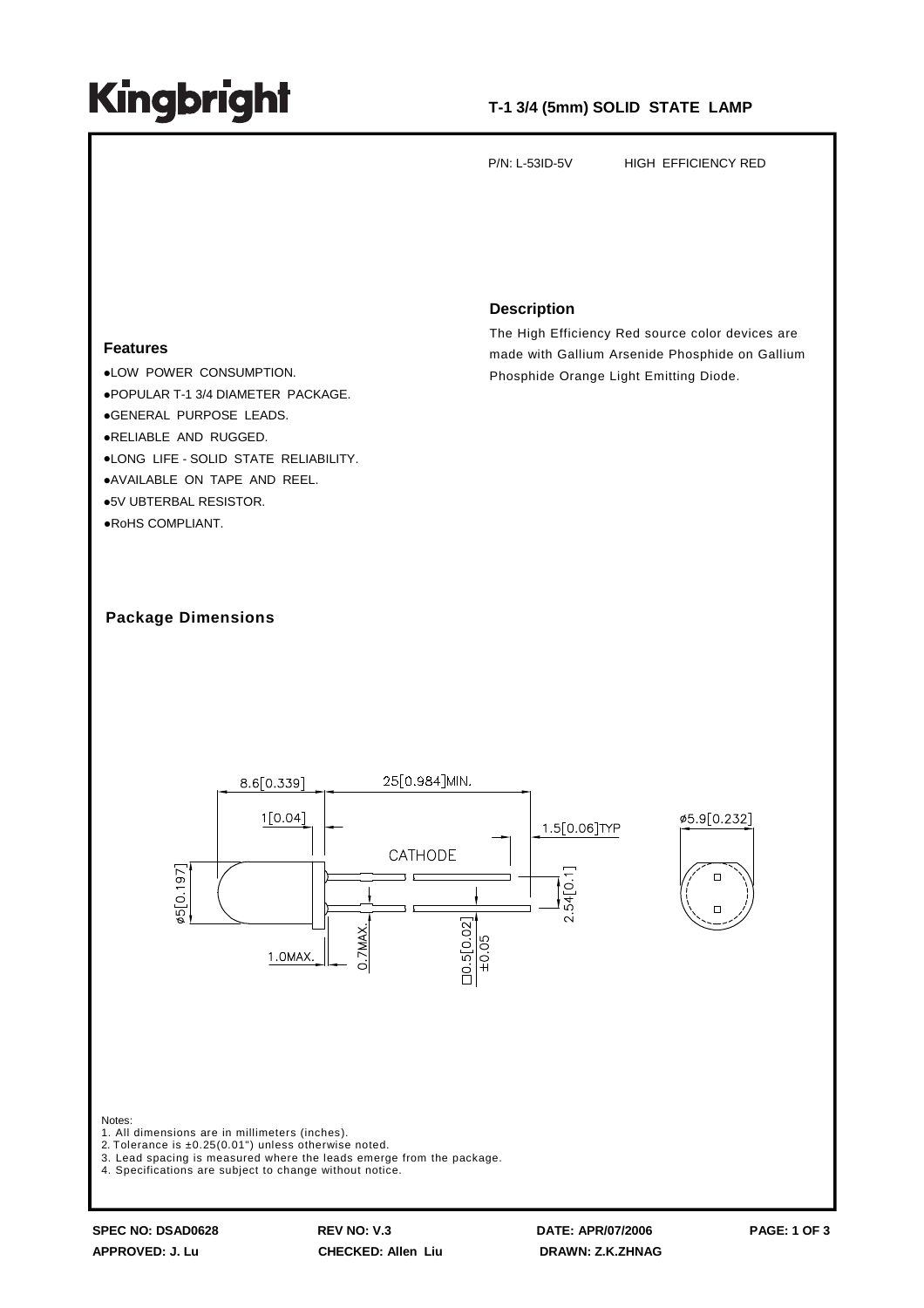# Kingbright

**T-1 3/4 (5mm) SOLID STATE LAMP**

P/N: L-53ID-5V HIGH EFFICIENCY RED

## Description

The High Efficiency Red source color devices are made with Gallium Arsenide Phosphide on Gallium Phosphide Orange Light Emitting Diode.

## Features

- LOW POWER CONSUMPTION.
- POPULAR T-1 3/4 DIAMETER PACKAGE.
- GENERAL PURPOSE LEADS.
- RELIABLE AND RUGGED.
- LONG LIFE - SOLID STATE RELIABILITY.
- AVAILABLE ON TAPE AND REEL.
- 5V UBTERBAL RESISTOR.
- RoHS COMPLIANT.

## Package Dimensions

8.6[0.339] 25[0.984]MIN. 1[0.04] 1.5[0.06]TYP ø5.9[0.232] CATHODE ø5[0.197] 2.54[0.1] 1.0MAX. 0.7MAX. □0.5[0.02] ±0.05

Notes:
1. All dimensions are in millimeters (inches).
2. Tolerance is ±0.25(0.01") unless otherwise noted.
3. Lead spacing is measured where the leads emerge from the package.
4. Specifications are subject to change without notice.

SPEC NO: DSAD0628 REV NO: V.3 DATE: APR/07/2006
APPROVED: J. Lu CHECKED: Allen Liu DRAWN: Z.K.ZHNAG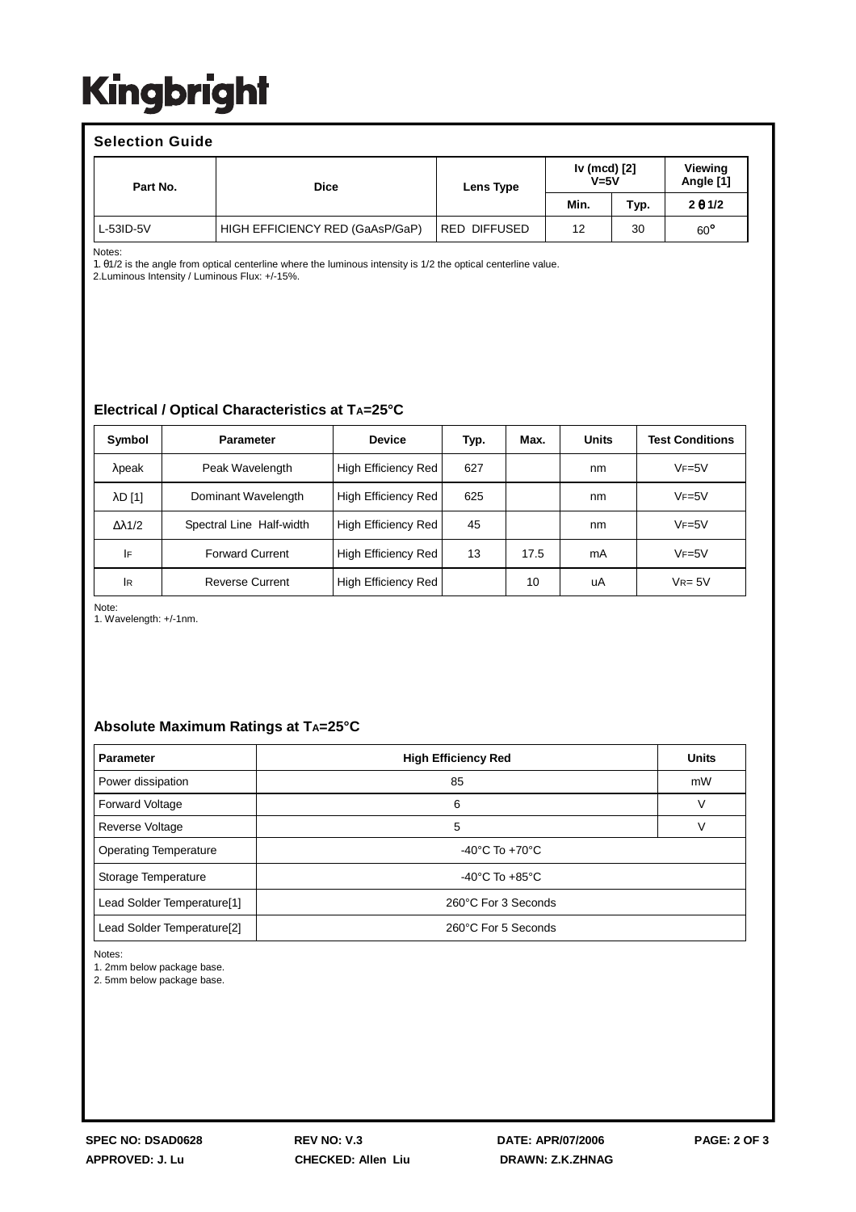# Kingbright

## Selection Guide

| Part No. | Dice | Lens Type | Iv (mcd) [2] V=5V | | Viewing Angle [1] |
|---|---|---|---|---|---|
| | | | Min. | Typ. | $2\theta 1/2$ |
| L-53ID-5V | HIGH EFFICIENCY RED (GaAsP/GaP) | RED DIFFUSED | 12 | 30 | 60° |

Notes:
1. $\theta 1/2$ is the angle from optical centerline where the luminous intensity is 1/2 the optical centerline value.
2. Luminous Intensity / Luminous Flux: +/-15%.

## Electrical / Optical Characteristics at $T_A$=25°C

| Symbol | Parameter | Device | Typ. | Max. | Units | Test Conditions |
|---|---|---|---|---|---|---|
| $\lambda$peak | Peak Wavelength | High Efficiency Red | 627 | | nm | $V_F$=5V |
| $\lambda$D [1] | Dominant Wavelength | High Efficiency Red | 625 | | nm | $V_F$=5V |
| $\Delta\lambda 1/2$ | Spectral Line Half-width | High Efficiency Red | 45 | | nm | $V_F$=5V |
| $I_F$ | Forward Current | High Efficiency Red | 13 | 17.5 | mA | $V_F$=5V |
| $I_R$ | Reverse Current | High Efficiency Red | | 10 | uA | $V_R$= 5V |

Note:
1. Wavelength: +/-1nm.

## Absolute Maximum Ratings at $T_A$=25°C

| Parameter | High Efficiency Red | Units |
|---|---|---|
| Power dissipation | 85 | mW |
| Forward Voltage | 6 | V |
| Reverse Voltage | 5 | V |
| Operating Temperature | -40°C To +70°C | |
| Storage Temperature | -40°C To +85°C | |
| Lead Solder Temperature[1] | 260°C For 3 Seconds | |
| Lead Solder Temperature[2] | 260°C For 5 Seconds | |

Notes:
1. 2mm below package base.
2. 5mm below package base.

**SPEC NO: DSAD0628** **REV NO: V.3** **DATE: APR/07/2006**

**APPROVED: J. Lu** **CHECKED: Allen Liu** **DRAWN: Z.K.ZHNAG**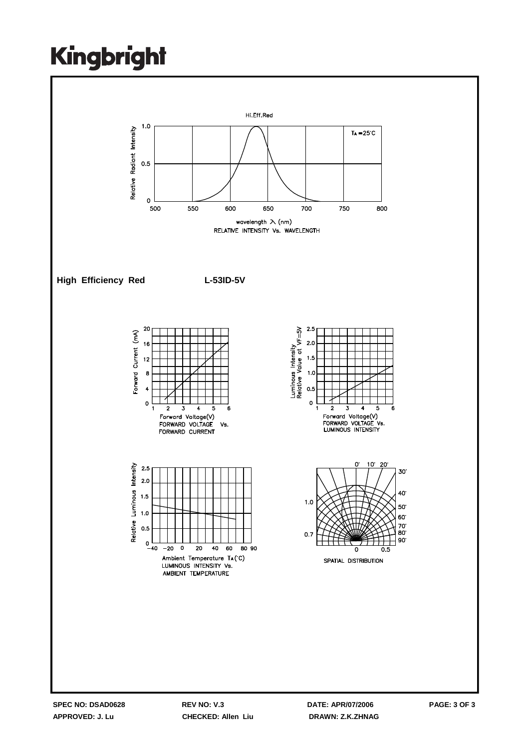Kingbright

Hi.Eff.Red

Relative Radiant Intensity

1.0

0.5

0

500 550 600 650 700 750 800

$T_A = 25^\circ C$

wavelength λ (nm)

RELATIVE INTENSITY Vs. WAVELENGTH

**High Efficiency Red** **L-53ID-5V**

Forward Current (mA)

20 16 12 8 4 0

1 2 3 4 5 6

Forward Voltage(V)

FORWARD VOLTAGE Vs. FORWARD CURRENT

Luminous Intensity Relative Value at VF=5V

2.5 2.0 1.5 1.0 0.5 0

1 2 3 4 5 6

Forward Voltage(V)

FORWARD VOLTAGE Vs. LUMINOUS INTENSITY

Relative Luminous Intensity

2.5 2.0 1.5 1.0 0.5 0

−40 −20 0 20 40 60 80 90

Ambient Temperature $T_A$(°C)

LUMINOUS INTENSITY Vs. AMBIENT TEMPERATURE

0° 10° 20° 30° 40° 50° 60° 70° 80° 90°

1.0

0.7

0 0.5

SPATIAL DISTRIBUTION

SPEC NO: DSAD0628 REV NO: V.3 DATE: APR/07/2006

APPROVED: J. Lu CHECKED: Allen Liu DRAWN: Z.K.ZHNAG